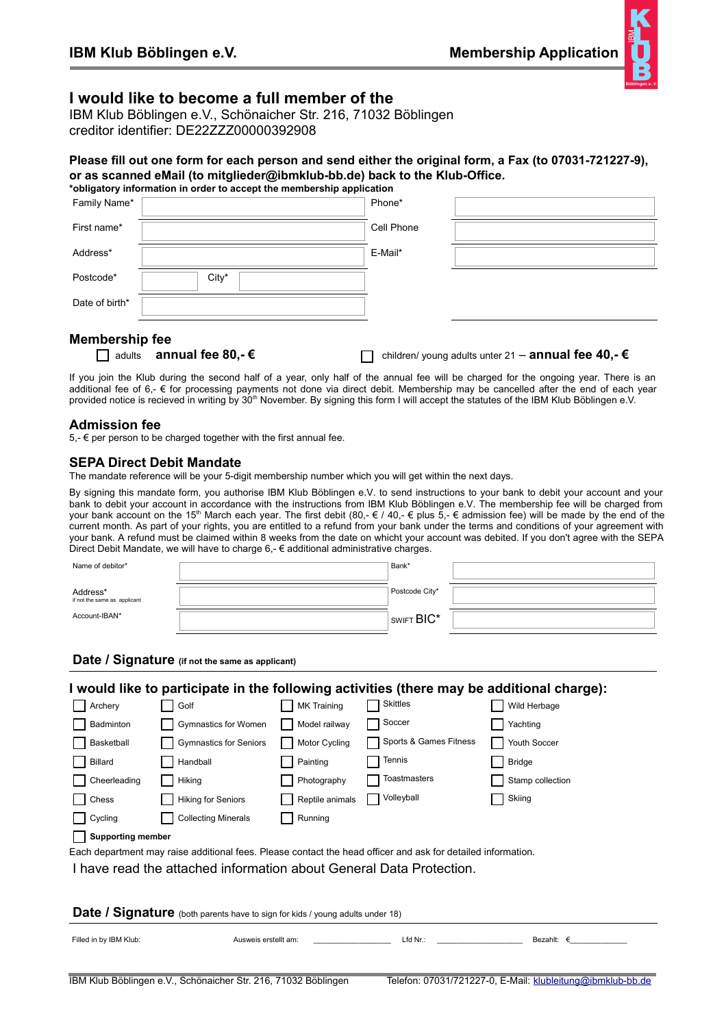**IBM Klub Böblingen e.V.** **Membership Application**

# I would like to become a full member of the

IBM Klub Böblingen e.V., Schönaicher Str. 216, 71032 Böblingen
creditor identifier: DE22ZZZ00000392908

**Please fill out one form for each person and send either the original form, a Fax (to 07031-721227-9), or as scanned eMail (to mitglieder@ibmklub-bb.de) back to the Klub-Office.**
***obligatory information in order to accept the membership application**

| | | | |
|---|---|---|---|
| Family Name* | | Phone* | |
| First name* | | Cell Phone | |
| Address* | | E-Mail* | |
| Postcode* | City* | | |
| Date of birth* | | | |

## Membership fee

☐ adults **annual fee 80,- €** ☐ children/ young adults unter 21 – **annual fee 40,- €**

If you join the Klub during the second half of a year, only half of the annual fee will be charged for the ongoing year. There is an additional fee of 6,- € for processing payments not done via direct debit. Membership may be cancelled after the end of each year provided notice is recieved in writing by 30th November. By signing this form I will accept the statutes of the IBM Klub Böblingen e.V.

## Admission fee

5,- € per person to be charged together with the first annual fee.

## SEPA Direct Debit Mandate

The mandate reference will be your 5-digit membership number which you will get within the next days.

By signing this mandate form, you authorise IBM Klub Böblingen e.V. to send instructions to your bank to debit your account and your bank to debit your account in accordance with the instructions from IBM Klub Böblingen e.V. The membership fee will be charged from your bank account on the 15th March each year. The first debit (80,- € / 40,- € plus 5,- € admission fee) will be made by the end of the current month. As part of your rights, you are entitled to a refund from your bank under the terms and conditions of your agreement with your bank. A refund must be claimed within 8 weeks from the date on whicht your account was debited. If you don't agree with the SEPA Direct Debit Mandate, we will have to charge 6,- € additional administrative charges.

| | | | |
|---|---|---|---|
| Name of debitor* | | Bank* | |
| Address* (if not the same as applicant) | | Postcode City* | |
| Account-IBAN* | | SWIFT BIC* | |

**Date / Signature** (if not the same as applicant)

## I would like to participate in the following activities (there may be additional charge):

| | | | | |
|---|---|---|---|---|
| ☐ Archery | ☐ Golf | ☐ MK Training | ☐ Skittles | ☐ Wild Herbage |
| ☐ Badminton | ☐ Gymnastics for Women | ☐ Model railway | ☐ Soccer | ☐ Yachting |
| ☐ Basketball | ☐ Gymnastics for Seniors | ☐ Motor Cycling | ☐ Sports & Games Fitness | ☐ Youth Soccer |
| ☐ Billard | ☐ Handball | ☐ Painting | ☐ Tennis | ☐ Bridge |
| ☐ Cheerleading | ☐ Hiking | ☐ Photography | ☐ Toastmasters | ☐ Stamp collection |
| ☐ Chess | ☐ Hiking for Seniors | ☐ Reptile animals | ☐ Volleyball | ☐ Skiing |
| ☐ Cycling | ☐ Collecting Minerals | ☐ Running | | |

☐ **Supporting member**

Each department may raise additional fees. Please contact the head officer and ask for detailed information.

I have read the attached information about General Data Protection.

**Date / Signature** (both parents have to sign for kids / young adults under 18)

Filled in by IBM Klub: Ausweis erstellt am: ________________ Lfd Nr.: __________________ Bezahlt: €____________

IBM Klub Böblingen e.V., Schönaicher Str. 216, 71032 Böblingen Telefon: 07031/721227-0, E-Mail: klubleitung@ibmklub-bb.de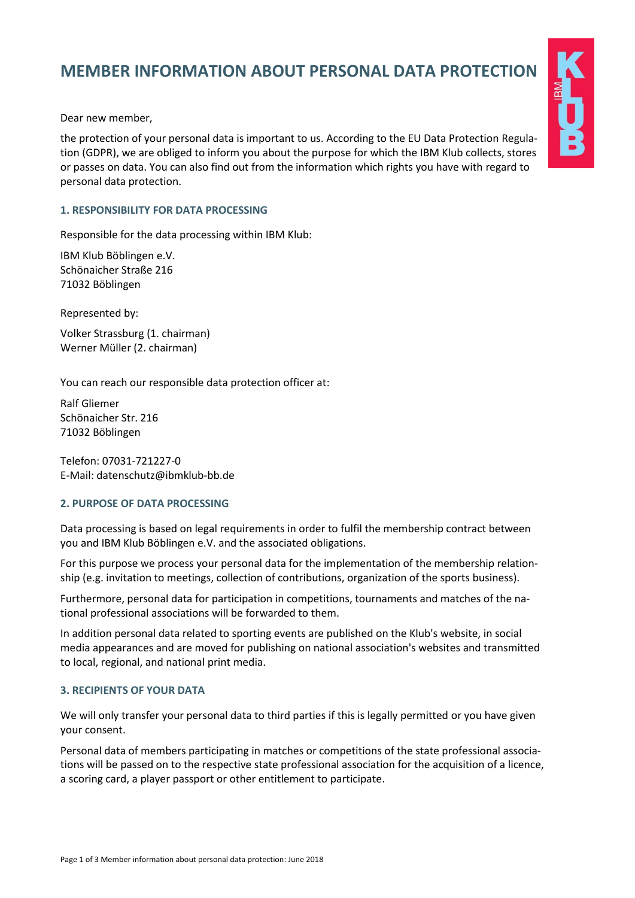# MEMBER INFORMATION ABOUT PERSONAL DATA PROTECTION

Dear new member,

the protection of your personal data is important to us. According to the EU Data Protection Regulation (GDPR), we are obliged to inform you about the purpose for which the IBM Klub collects, stores or passes on data. You can also find out from the information which rights you have with regard to personal data protection.

### 1. RESPONSIBILITY FOR DATA PROCESSING

Responsible for the data processing within IBM Klub:

IBM Klub Böblingen e.V.
Schönaicher Straße 216
71032 Böblingen

Represented by:

Volker Strassburg (1. chairman)
Werner Müller (2. chairman)

You can reach our responsible data protection officer at:

Ralf Gliemer
Schönaicher Str. 216
71032 Böblingen

Telefon: 07031-721227-0
E-Mail: datenschutz@ibmklub-bb.de

### 2. PURPOSE OF DATA PROCESSING

Data processing is based on legal requirements in order to fulfil the membership contract between you and IBM Klub Böblingen e.V. and the associated obligations.

For this purpose we process your personal data for the implementation of the membership relationship (e.g. invitation to meetings, collection of contributions, organization of the sports business).

Furthermore, personal data for participation in competitions, tournaments and matches of the national professional associations will be forwarded to them.

In addition personal data related to sporting events are published on the Klub's website, in social media appearances and are moved for publishing on national association's websites and transmitted to local, regional, and national print media.

### 3. RECIPIENTS OF YOUR DATA

We will only transfer your personal data to third parties if this is legally permitted or you have given your consent.

Personal data of members participating in matches or competitions of the state professional associations will be passed on to the respective state professional association for the acquisition of a licence, a scoring card, a player passport or other entitlement to participate.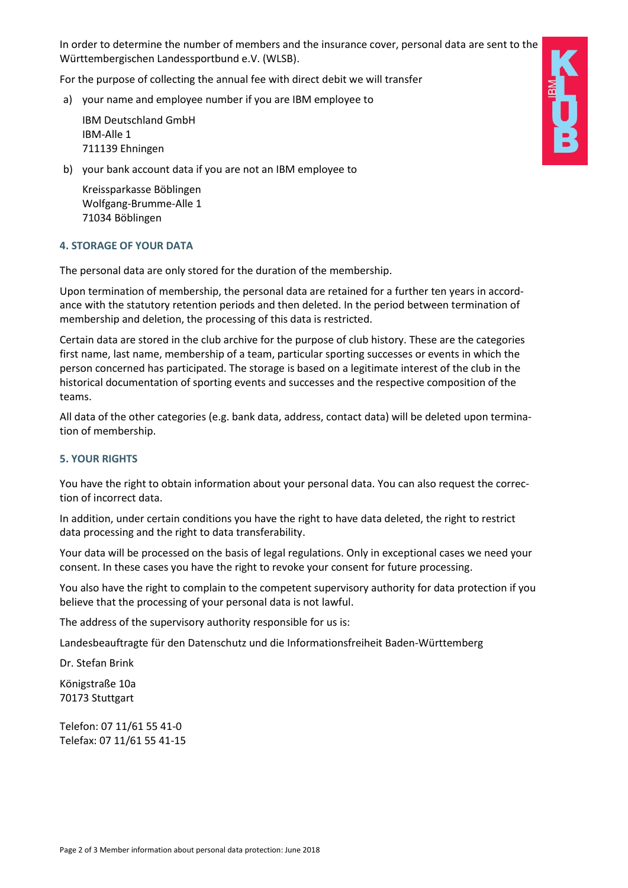In order to determine the number of members and the insurance cover, personal data are sent to the Württembergischen Landessportbund e.V. (WLSB).

For the purpose of collecting the annual fee with direct debit we will transfer

a) your name and employee number if you are IBM employee to

   IBM Deutschland GmbH
   IBM-Alle 1
   711139 Ehningen

b) your bank account data if you are not an IBM employee to

   Kreissparkasse Böblingen
   Wolfgang-Brumme-Alle 1
   71034 Böblingen

### 4. STORAGE OF YOUR DATA

The personal data are only stored for the duration of the membership.

Upon termination of membership, the personal data are retained for a further ten years in accordance with the statutory retention periods and then deleted. In the period between termination of membership and deletion, the processing of this data is restricted.

Certain data are stored in the club archive for the purpose of club history. These are the categories first name, last name, membership of a team, particular sporting successes or events in which the person concerned has participated. The storage is based on a legitimate interest of the club in the historical documentation of sporting events and successes and the respective composition of the teams.

All data of the other categories (e.g. bank data, address, contact data) will be deleted upon termination of membership.

### 5. YOUR RIGHTS

You have the right to obtain information about your personal data. You can also request the correction of incorrect data.

In addition, under certain conditions you have the right to have data deleted, the right to restrict data processing and the right to data transferability.

Your data will be processed on the basis of legal regulations. Only in exceptional cases we need your consent. In these cases you have the right to revoke your consent for future processing.

You also have the right to complain to the competent supervisory authority for data protection if you believe that the processing of your personal data is not lawful.

The address of the supervisory authority responsible for us is:

Landesbeauftragte für den Datenschutz und die Informationsfreiheit Baden-Württemberg

Dr. Stefan Brink

Königstraße 10a
70173 Stuttgart

Telefon: 07 11/61 55 41-0
Telefax: 07 11/61 55 41-15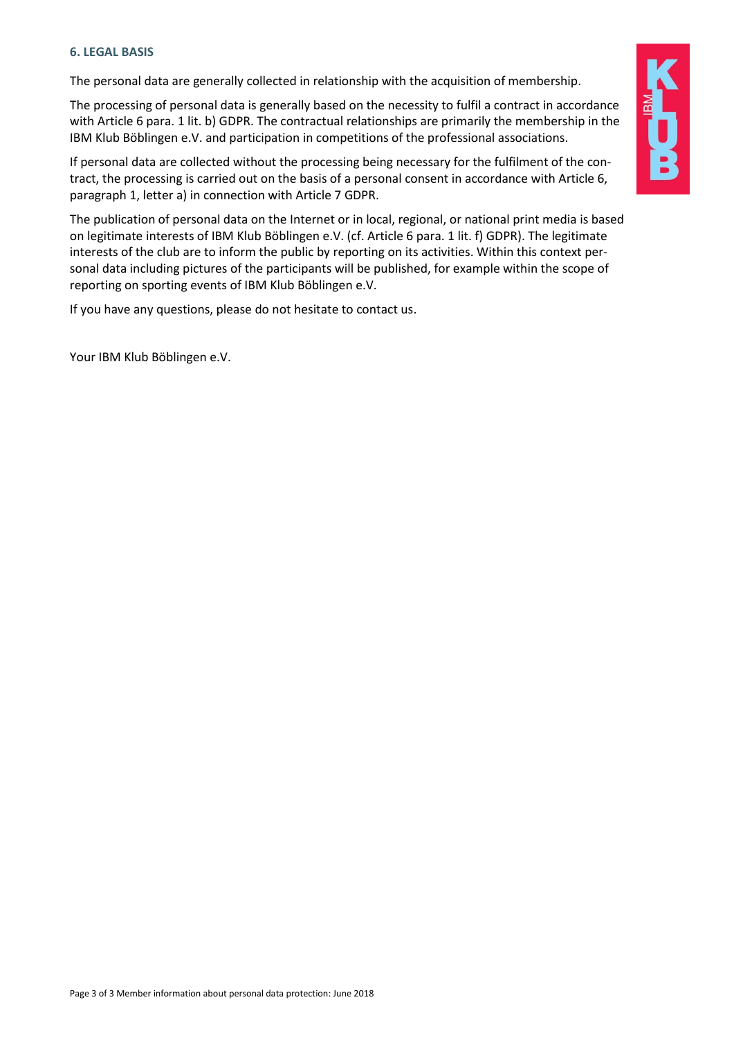### 6. LEGAL BASIS

The personal data are generally collected in relationship with the acquisition of membership.

The processing of personal data is generally based on the necessity to fulfil a contract in accordance with Article 6 para. 1 lit. b) GDPR. The contractual relationships are primarily the membership in the IBM Klub Böblingen e.V. and participation in competitions of the professional associations.

If personal data are collected without the processing being necessary for the fulfilment of the contract, the processing is carried out on the basis of a personal consent in accordance with Article 6, paragraph 1, letter a) in connection with Article 7 GDPR.

The publication of personal data on the Internet or in local, regional, or national print media is based on legitimate interests of IBM Klub Böblingen e.V. (cf. Article 6 para. 1 lit. f) GDPR). The legitimate interests of the club are to inform the public by reporting on its activities. Within this context personal data including pictures of the participants will be published, for example within the scope of reporting on sporting events of IBM Klub Böblingen e.V.

If you have any questions, please do not hesitate to contact us.

Your IBM Klub Böblingen e.V.